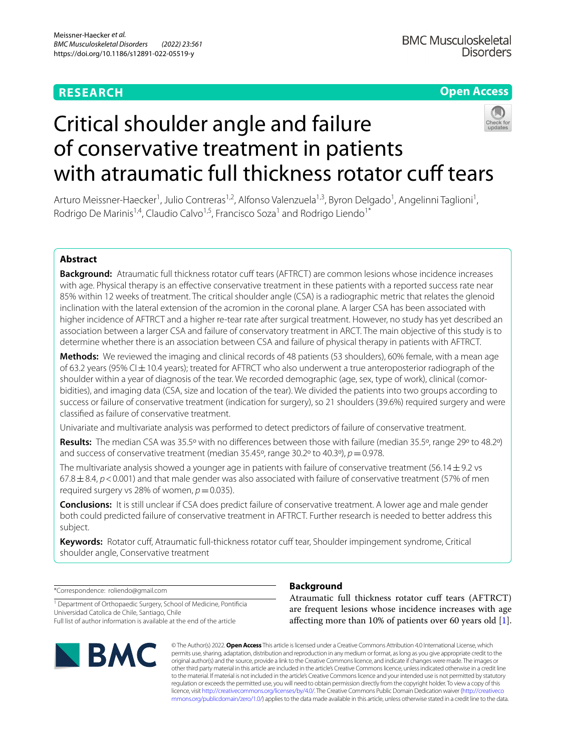**RESEARCH**

**Open Access**

# Critical shoulder angle and failure of conservative treatment in patients with atraumatic full thickness rotator cuff tears

Arturo Meissner-Haecker[1], Julio Contreras[1,2], Alfonso Valenzuela[1,3], Byron Delgado[1], Angelinni Taglioni[1], Rodrigo De Marinis[1,4], Claudio Calvo[1,5], Francisco Soza[1] and Rodrigo Liendo[1*]

## Abstract

**Background:** Atraumatic full thickness rotator cuff tears (AFTRCT) are common lesions whose incidence increases with age. Physical therapy is an effective conservative treatment in these patients with a reported success rate near 85% within 12 weeks of treatment. The critical shoulder angle (CSA) is a radiographic metric that relates the glenoid inclination with the lateral extension of the acromion in the coronal plane. A larger CSA has been associated with higher incidence of AFTRCT and a higher re-tear rate after surgical treatment. However, no study has yet described an association between a larger CSA and failure of conservatory treatment in ARCT. The main objective of this study is to determine whether there is an association between CSA and failure of physical therapy in patients with AFTRCT.

**Methods:** We reviewed the imaging and clinical records of 48 patients (53 shoulders), 60% female, with a mean age of 63.2 years (95% CI ± 10.4 years); treated for AFTRCT who also underwent a true anteroposterior radiograph of the shoulder within a year of diagnosis of the tear. We recorded demographic (age, sex, type of work), clinical (comorbidities), and imaging data (CSA, size and location of the tear). We divided the patients into two groups according to success or failure of conservative treatment (indication for surgery), so 21 shoulders (39.6%) required surgery and were classified as failure of conservative treatment.

Univariate and multivariate analysis was performed to detect predictors of failure of conservative treatment.

**Results:** The median CSA was 35.5º with no differences between those with failure (median 35.5º, range 29º to 48.2º) and success of conservative treatment (median 35.45º, range 30.2º to 40.3º), $p = 0.978$.

The multivariate analysis showed a younger age in patients with failure of conservative treatment (56.14 ± 9.2 vs 67.8 ± 8.4, $p < 0.001$) and that male gender was also associated with failure of conservative treatment (57% of men required surgery vs 28% of women, $p = 0.035$).

**Conclusions:** It is still unclear if CSA does predict failure of conservative treatment. A lower age and male gender both could predicted failure of conservative treatment in AFTRCT. Further research is needed to better address this subject.

**Keywords:** Rotator cuff, Atraumatic full-thickness rotator cuff tear, Shoulder impingement syndrome, Critical shoulder angle, Conservative treatment

*Correspondence: roliendo@gmail.com

[1] Department of Orthopaedic Surgery, School of Medicine, Pontificia Universidad Catolica de Chile, Santiago, Chile
Full list of author information is available at the end of the article

## Background

Atraumatic full thickness rotator cuff tears (AFTRCT) are frequent lesions whose incidence increases with age affecting more than 10% of patients over 60 years old [1].

© The Author(s) 2022. **Open Access** This article is licensed under a Creative Commons Attribution 4.0 International License, which permits use, sharing, adaptation, distribution and reproduction in any medium or format, as long as you give appropriate credit to the original author(s) and the source, provide a link to the Creative Commons licence, and indicate if changes were made. The images or other third party material in this article are included in the article's Creative Commons licence, unless indicated otherwise in a credit line to the material. If material is not included in the article's Creative Commons licence and your intended use is not permitted by statutory regulation or exceeds the permitted use, you will need to obtain permission directly from the copyright holder. To view a copy of this licence, visit http://creativecommons.org/licenses/by/4.0/. The Creative Commons Public Domain Dedication waiver (http://creativecommons.org/publicdomain/zero/1.0/) applies to the data made available in this article, unless otherwise stated in a credit line to the data.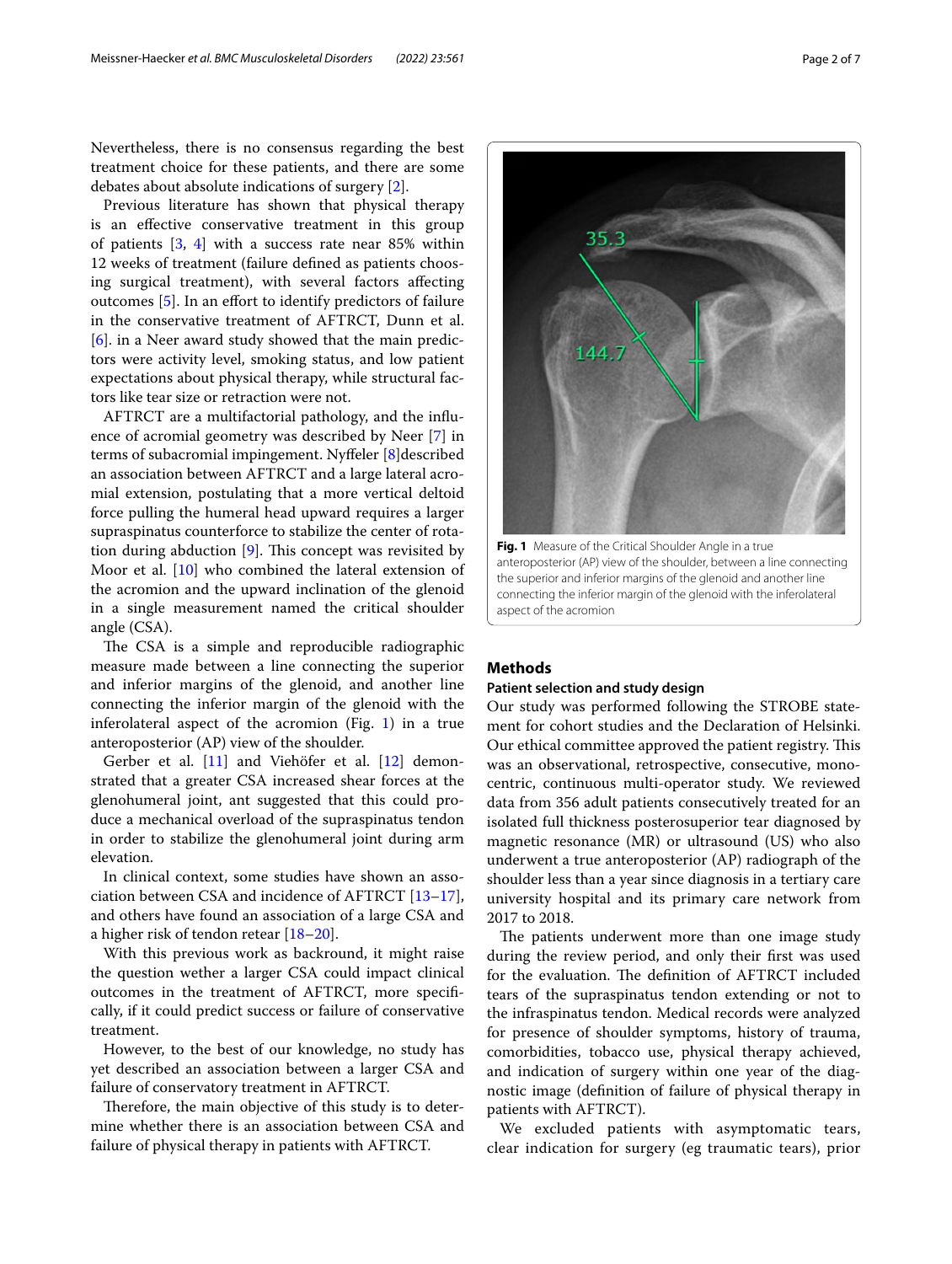Nevertheless, there is no consensus regarding the best treatment choice for these patients, and there are some debates about absolute indications of surgery [2].

Previous literature has shown that physical therapy is an effective conservative treatment in this group of patients [3, 4] with a success rate near 85% within 12 weeks of treatment (failure defined as patients choosing surgical treatment), with several factors affecting outcomes [5]. In an effort to identify predictors of failure in the conservative treatment of AFTRCT, Dunn et al. [6]. in a Neer award study showed that the main predictors were activity level, smoking status, and low patient expectations about physical therapy, while structural factors like tear size or retraction were not.

AFTRCT are a multifactorial pathology, and the influence of acromial geometry was described by Neer [7] in terms of subacromial impingement. Nyffeler [8]described an association between AFTRCT and a large lateral acromial extension, postulating that a more vertical deltoid force pulling the humeral head upward requires a larger supraspinatus counterforce to stabilize the center of rotation during abduction [9]. This concept was revisited by Moor et al. [10] who combined the lateral extension of the acromion and the upward inclination of the glenoid in a single measurement named the critical shoulder angle (CSA).

The CSA is a simple and reproducible radiographic measure made between a line connecting the superior and inferior margins of the glenoid, and another line connecting the inferior margin of the glenoid with the inferolateral aspect of the acromion (Fig. 1) in a true anteroposterior (AP) view of the shoulder.

Gerber et al. [11] and Viehöfer et al. [12] demonstrated that a greater CSA increased shear forces at the glenohumeral joint, ant suggested that this could produce a mechanical overload of the supraspinatus tendon in order to stabilize the glenohumeral joint during arm elevation.

In clinical context, some studies have shown an association between CSA and incidence of AFTRCT [13–17], and others have found an association of a large CSA and a higher risk of tendon retear [18–20].

With this previous work as backround, it might raise the question wether a larger CSA could impact clinical outcomes in the treatment of AFTRCT, more specifically, if it could predict success or failure of conservative treatment.

However, to the best of our knowledge, no study has yet described an association between a larger CSA and failure of conservatory treatment in AFTRCT.

Therefore, the main objective of this study is to determine whether there is an association between CSA and failure of physical therapy in patients with AFTRCT.

**Fig. 1** Measure of the Critical Shoulder Angle in a true anteroposterior (AP) view of the shoulder, between a line connecting the superior and inferior margins of the glenoid and another line connecting the inferior margin of the glenoid with the inferolateral aspect of the acromion

## Methods

### Patient selection and study design

Our study was performed following the STROBE statement for cohort studies and the Declaration of Helsinki. Our ethical committee approved the patient registry. This was an observational, retrospective, consecutive, monocentric, continuous multi-operator study. We reviewed data from 356 adult patients consecutively treated for an isolated full thickness posterosuperior tear diagnosed by magnetic resonance (MR) or ultrasound (US) who also underwent a true anteroposterior (AP) radiograph of the shoulder less than a year since diagnosis in a tertiary care university hospital and its primary care network from 2017 to 2018.

The patients underwent more than one image study during the review period, and only their first was used for the evaluation. The definition of AFTRCT included tears of the supraspinatus tendon extending or not to the infraspinatus tendon. Medical records were analyzed for presence of shoulder symptoms, history of trauma, comorbidities, tobacco use, physical therapy achieved, and indication of surgery within one year of the diagnostic image (definition of failure of physical therapy in patients with AFTRCT).

We excluded patients with asymptomatic tears, clear indication for surgery (eg traumatic tears), prior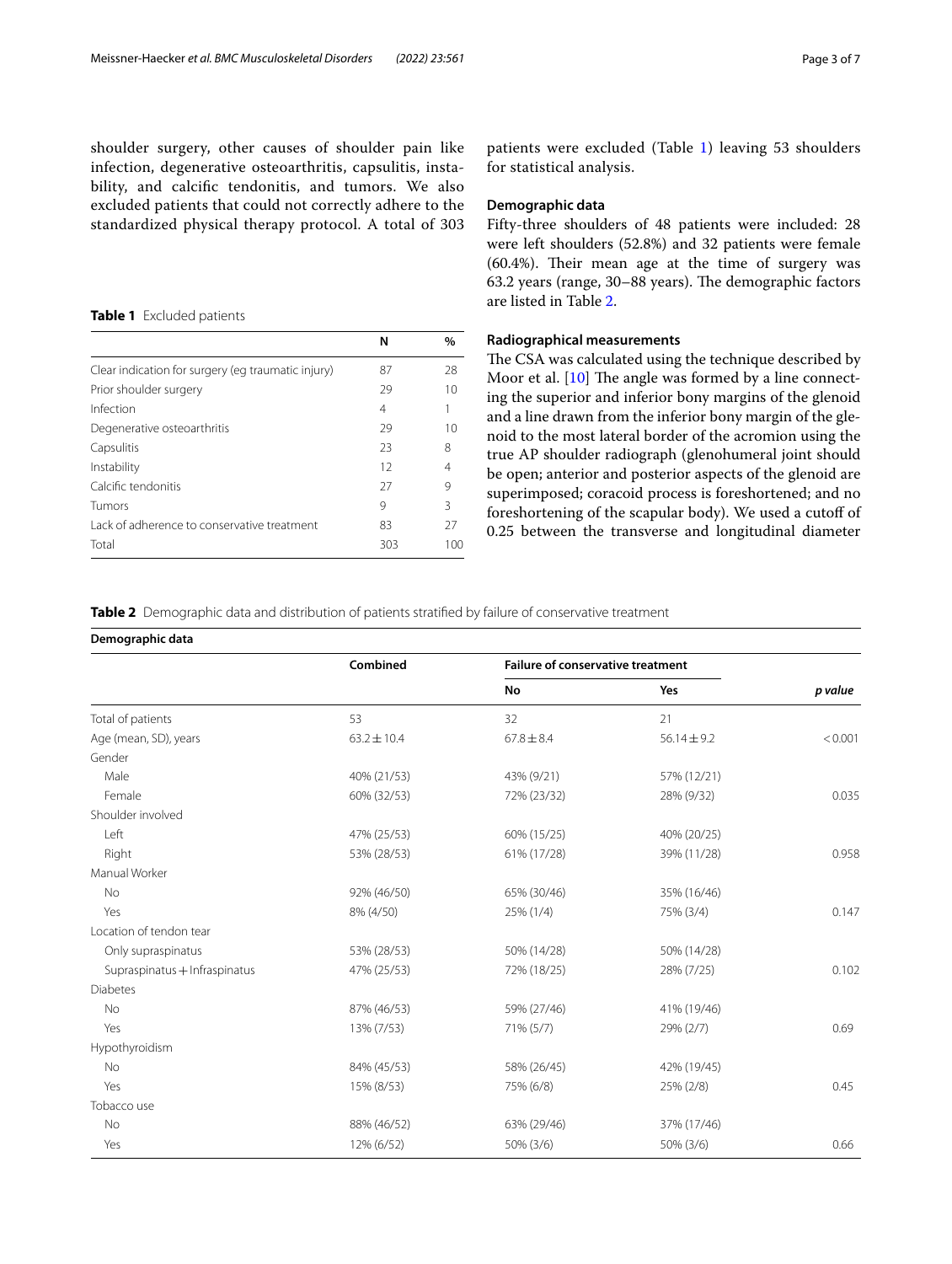shoulder surgery, other causes of shoulder pain like infection, degenerative osteoarthritis, capsulitis, instability, and calcific tendonitis, and tumors. We also excluded patients that could not correctly adhere to the standardized physical therapy protocol. A total of 303 patients were excluded (Table 1) leaving 53 shoulders for statistical analysis.

**Table 1** Excluded patients

| | N | % |
|---|---|---|
| Clear indication for surgery (eg traumatic injury) | 87 | 28 |
| Prior shoulder surgery | 29 | 10 |
| Infection | 4 | 1 |
| Degenerative osteoarthritis | 29 | 10 |
| Capsulitis | 23 | 8 |
| Instability | 12 | 4 |
| Calcific tendonitis | 27 | 9 |
| Tumors | 9 | 3 |
| Lack of adherence to conservative treatment | 83 | 27 |
| Total | 303 | 100 |

### Demographic data

Fifty-three shoulders of 48 patients were included: 28 were left shoulders (52.8%) and 32 patients were female (60.4%). Their mean age at the time of surgery was 63.2 years (range, 30–88 years). The demographic factors are listed in Table 2.

### Radiographical measurements

The CSA was calculated using the technique described by Moor et al. [10] The angle was formed by a line connecting the superior and inferior bony margins of the glenoid and a line drawn from the inferior bony margin of the glenoid to the most lateral border of the acromion using the true AP shoulder radiograph (glenohumeral joint should be open; anterior and posterior aspects of the glenoid are superimposed; coracoid process is foreshortened; and no foreshortening of the scapular body). We used a cutoff of 0.25 between the transverse and longitudinal diameter

**Table 2** Demographic data and distribution of patients stratified by failure of conservative treatment

| **Demographic data** | | | | |
|---|---|---|---|---|
| | **Combined** | **Failure of conservative treatment** | | |
| | | **No** | **Yes** | ***p value*** |
| Total of patients | 53 | 32 | 21 | |
| Age (mean, SD), years | 63.2 ± 10.4 | 67.8 ± 8.4 | 56.14 ± 9.2 | < 0.001 |
| Gender | | | | |
| Male | 40% (21/53) | 43% (9/21) | 57% (12/21) | |
| Female | 60% (32/53) | 72% (23/32) | 28% (9/32) | 0.035 |
| Shoulder involved | | | | |
| Left | 47% (25/53) | 60% (15/25) | 40% (20/25) | |
| Right | 53% (28/53) | 61% (17/28) | 39% (11/28) | 0.958 |
| Manual Worker | | | | |
| No | 92% (46/50) | 65% (30/46) | 35% (16/46) | |
| Yes | 8% (4/50) | 25% (1/4) | 75% (3/4) | 0.147 |
| Location of tendon tear | | | | |
| Only supraspinatus | 53% (28/53) | 50% (14/28) | 50% (14/28) | |
| Supraspinatus + Infraspinatus | 47% (25/53) | 72% (18/25) | 28% (7/25) | 0.102 |
| Diabetes | | | | |
| No | 87% (46/53) | 59% (27/46) | 41% (19/46) | |
| Yes | 13% (7/53) | 71% (5/7) | 29% (2/7) | 0.69 |
| Hypothyroidism | | | | |
| No | 84% (45/53) | 58% (26/45) | 42% (19/45) | |
| Yes | 15% (8/53) | 75% (6/8) | 25% (2/8) | 0.45 |
| Tobacco use | | | | |
| No | 88% (46/52) | 63% (29/46) | 37% (17/46) | |
| Yes | 12% (6/52) | 50% (3/6) | 50% (3/6) | 0.66 |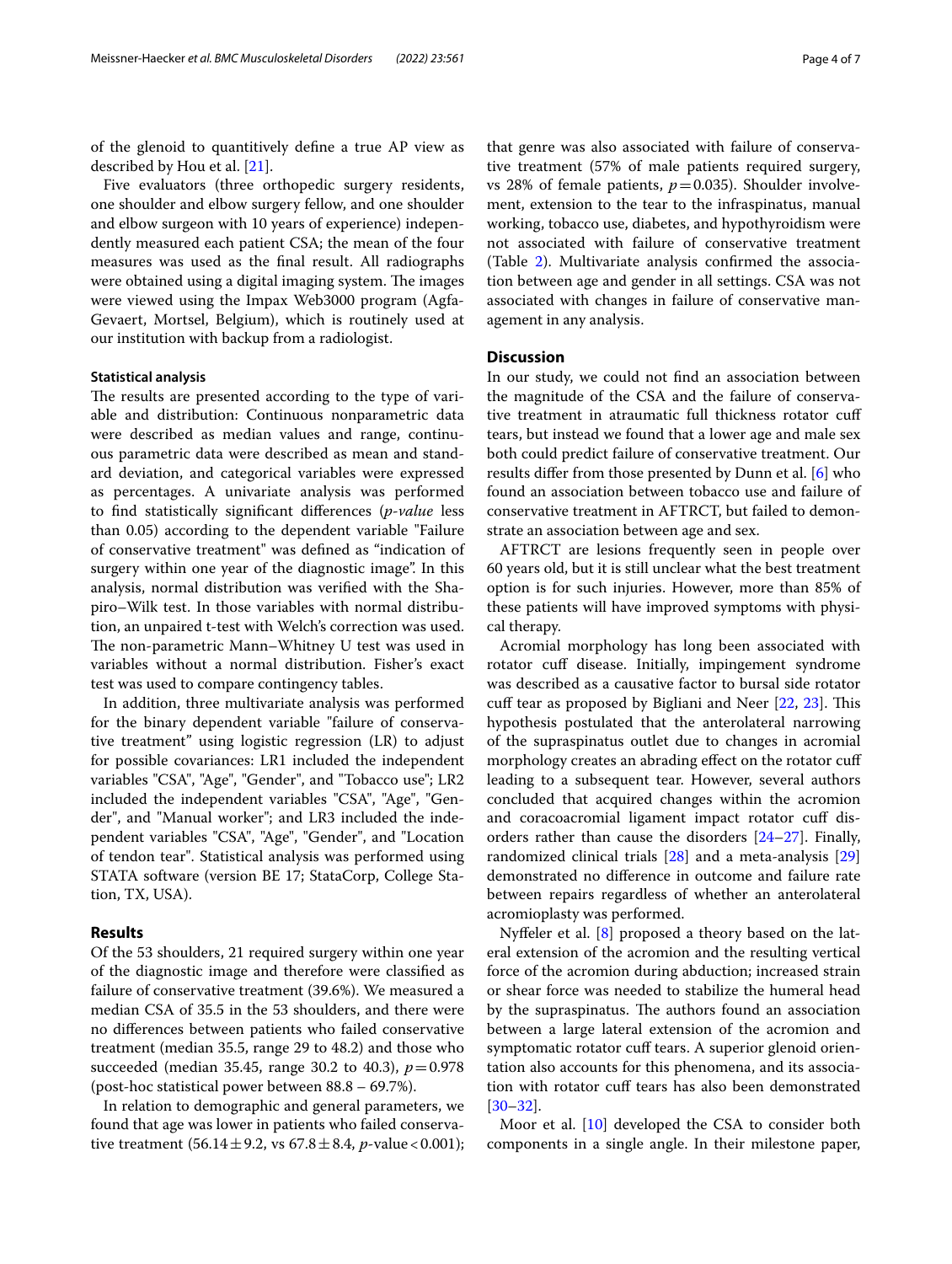of the glenoid to quantitively define a true AP view as described by Hou et al. [21].

Five evaluators (three orthopedic surgery residents, one shoulder and elbow surgery fellow, and one shoulder and elbow surgeon with 10 years of experience) independently measured each patient CSA; the mean of the four measures was used as the final result. All radiographs were obtained using a digital imaging system. The images were viewed using the Impax Web3000 program (Agfa-Gevaert, Mortsel, Belgium), which is routinely used at our institution with backup from a radiologist.

### Statistical analysis

The results are presented according to the type of variable and distribution: Continuous nonparametric data were described as median values and range, continuous parametric data were described as mean and standard deviation, and categorical variables were expressed as percentages. A univariate analysis was performed to find statistically significant differences (*p-value* less than 0.05) according to the dependent variable "Failure of conservative treatment" was defined as "indication of surgery within one year of the diagnostic image". In this analysis, normal distribution was verified with the Shapiro–Wilk test. In those variables with normal distribution, an unpaired t-test with Welch's correction was used. The non-parametric Mann–Whitney U test was used in variables without a normal distribution. Fisher's exact test was used to compare contingency tables.

In addition, three multivariate analysis was performed for the binary dependent variable "failure of conservative treatment" using logistic regression (LR) to adjust for possible covariances: LR1 included the independent variables "CSA", "Age", "Gender", and "Tobacco use"; LR2 included the independent variables "CSA", "Age", "Gender", and "Manual worker"; and LR3 included the independent variables "CSA", "Age", "Gender", and "Location of tendon tear". Statistical analysis was performed using STATA software (version BE 17; StataCorp, College Station, TX, USA).

## Results

Of the 53 shoulders, 21 required surgery within one year of the diagnostic image and therefore were classified as failure of conservative treatment (39.6%). We measured a median CSA of 35.5 in the 53 shoulders, and there were no differences between patients who failed conservative treatment (median 35.5, range 29 to 48.2) and those who succeeded (median 35.45, range 30.2 to 40.3), $p = 0.978$ (post-hoc statistical power between 88.8 – 69.7%).

In relation to demographic and general parameters, we found that age was lower in patients who failed conservative treatment ($56.14 \pm 9.2$, vs $67.8 \pm 8.4$, $p$-value $< 0.001$); that genre was also associated with failure of conservative treatment (57% of male patients required surgery, vs 28% of female patients, $p = 0.035$). Shoulder involvement, extension to the tear to the infraspinatus, manual working, tobacco use, diabetes, and hypothyroidism were not associated with failure of conservative treatment (Table 2). Multivariate analysis confirmed the association between age and gender in all settings. CSA was not associated with changes in failure of conservative management in any analysis.

## Discussion

In our study, we could not find an association between the magnitude of the CSA and the failure of conservative treatment in atraumatic full thickness rotator cuff tears, but instead we found that a lower age and male sex both could predict failure of conservative treatment. Our results differ from those presented by Dunn et al. [6] who found an association between tobacco use and failure of conservative treatment in AFTRCT, but failed to demonstrate an association between age and sex.

AFTRCT are lesions frequently seen in people over 60 years old, but it is still unclear what the best treatment option is for such injuries. However, more than 85% of these patients will have improved symptoms with physical therapy.

Acromial morphology has long been associated with rotator cuff disease. Initially, impingement syndrome was described as a causative factor to bursal side rotator cuff tear as proposed by Bigliani and Neer [22, 23]. This hypothesis postulated that the anterolateral narrowing of the supraspinatus outlet due to changes in acromial morphology creates an abrading effect on the rotator cuff leading to a subsequent tear. However, several authors concluded that acquired changes within the acromion and coracoacromial ligament impact rotator cuff disorders rather than cause the disorders [24–27]. Finally, randomized clinical trials [28] and a meta-analysis [29] demonstrated no difference in outcome and failure rate between repairs regardless of whether an anterolateral acromioplasty was performed.

Nyffeler et al. [8] proposed a theory based on the lateral extension of the acromion and the resulting vertical force of the acromion during abduction; increased strain or shear force was needed to stabilize the humeral head by the supraspinatus. The authors found an association between a large lateral extension of the acromion and symptomatic rotator cuff tears. A superior glenoid orientation also accounts for this phenomena, and its association with rotator cuff tears has also been demonstrated [30–32].

Moor et al. [10] developed the CSA to consider both components in a single angle. In their milestone paper,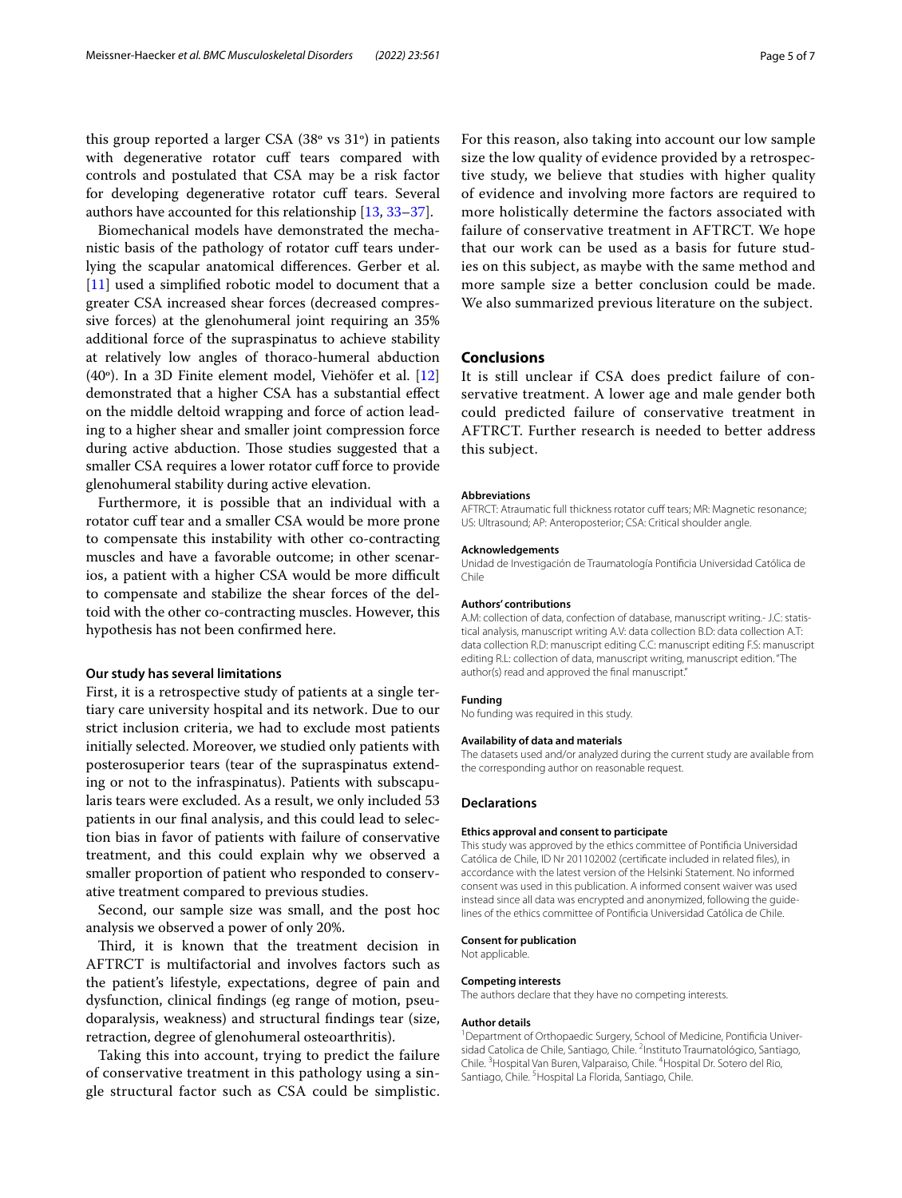this group reported a larger CSA (38º vs 31º) in patients with degenerative rotator cuff tears compared with controls and postulated that CSA may be a risk factor for developing degenerative rotator cuff tears. Several authors have accounted for this relationship [13, 33–37].

Biomechanical models have demonstrated the mechanistic basis of the pathology of rotator cuff tears underlying the scapular anatomical differences. Gerber et al. [11] used a simplified robotic model to document that a greater CSA increased shear forces (decreased compressive forces) at the glenohumeral joint requiring an 35% additional force of the supraspinatus to achieve stability at relatively low angles of thoraco-humeral abduction (40º). In a 3D Finite element model, Viehöfer et al. [12] demonstrated that a higher CSA has a substantial effect on the middle deltoid wrapping and force of action leading to a higher shear and smaller joint compression force during active abduction. Those studies suggested that a smaller CSA requires a lower rotator cuff force to provide glenohumeral stability during active elevation.

Furthermore, it is possible that an individual with a rotator cuff tear and a smaller CSA would be more prone to compensate this instability with other co-contracting muscles and have a favorable outcome; in other scenarios, a patient with a higher CSA would be more difficult to compensate and stabilize the shear forces of the deltoid with the other co-contracting muscles. However, this hypothesis has not been confirmed here.

### Our study has several limitations

First, it is a retrospective study of patients at a single tertiary care university hospital and its network. Due to our strict inclusion criteria, we had to exclude most patients initially selected. Moreover, we studied only patients with posterosuperior tears (tear of the supraspinatus extending or not to the infraspinatus). Patients with subscapularis tears were excluded. As a result, we only included 53 patients in our final analysis, and this could lead to selection bias in favor of patients with failure of conservative treatment, and this could explain why we observed a smaller proportion of patient who responded to conservative treatment compared to previous studies.

Second, our sample size was small, and the post hoc analysis we observed a power of only 20%.

Third, it is known that the treatment decision in AFTRCT is multifactorial and involves factors such as the patient's lifestyle, expectations, degree of pain and dysfunction, clinical findings (eg range of motion, pseudoparalysis, weakness) and structural findings tear (size, retraction, degree of glenohumeral osteoarthritis).

Taking this into account, trying to predict the failure of conservative treatment in this pathology using a single structural factor such as CSA could be simplistic. For this reason, also taking into account our low sample size the low quality of evidence provided by a retrospective study, we believe that studies with higher quality of evidence and involving more factors are required to more holistically determine the factors associated with failure of conservative treatment in AFTRCT. We hope that our work can be used as a basis for future studies on this subject, as maybe with the same method and more sample size a better conclusion could be made. We also summarized previous literature on the subject.

## Conclusions

It is still unclear if CSA does predict failure of conservative treatment. A lower age and male gender both could predicted failure of conservative treatment in AFTRCT. Further research is needed to better address this subject.

#### Abbreviations

AFTRCT: Atraumatic full thickness rotator cuff tears; MR: Magnetic resonance; US: Ultrasound; AP: Anteroposterior; CSA: Critical shoulder angle.

#### Acknowledgements

Unidad de Investigación de Traumatología Pontificia Universidad Católica de Chile

#### Authors' contributions

A.M: collection of data, confection of database, manuscript writing.- J.C: statistical analysis, manuscript writing A.V: data collection B.D: data collection A.T: data collection R.D: manuscript editing C.C: manuscript editing F.S: manuscript editing R.L: collection of data, manuscript writing, manuscript edition. "The author(s) read and approved the final manuscript."

#### Funding

No funding was required in this study.

#### Availability of data and materials

The datasets used and/or analyzed during the current study are available from the corresponding author on reasonable request.

### Declarations

#### Ethics approval and consent to participate

This study was approved by the ethics committee of Pontificia Universidad Católica de Chile, ID Nr 201102002 (certificate included in related files), in accordance with the latest version of the Helsinki Statement. No informed consent was used in this publication. A informed consent waiver was used instead since all data was encrypted and anonymized, following the guidelines of the ethics committee of Pontificia Universidad Católica de Chile.

#### Consent for publication

Not applicable.

#### Competing interests

The authors declare that they have no competing interests.

#### Author details

[1]Department of Orthopaedic Surgery, School of Medicine, Pontificia Universidad Catolica de Chile, Santiago, Chile. [2]Instituto Traumatológico, Santiago, Chile. [3]Hospital Van Buren, Valparaiso, Chile. [4]Hospital Dr. Sotero del Rio, Santiago, Chile. [5]Hospital La Florida, Santiago, Chile.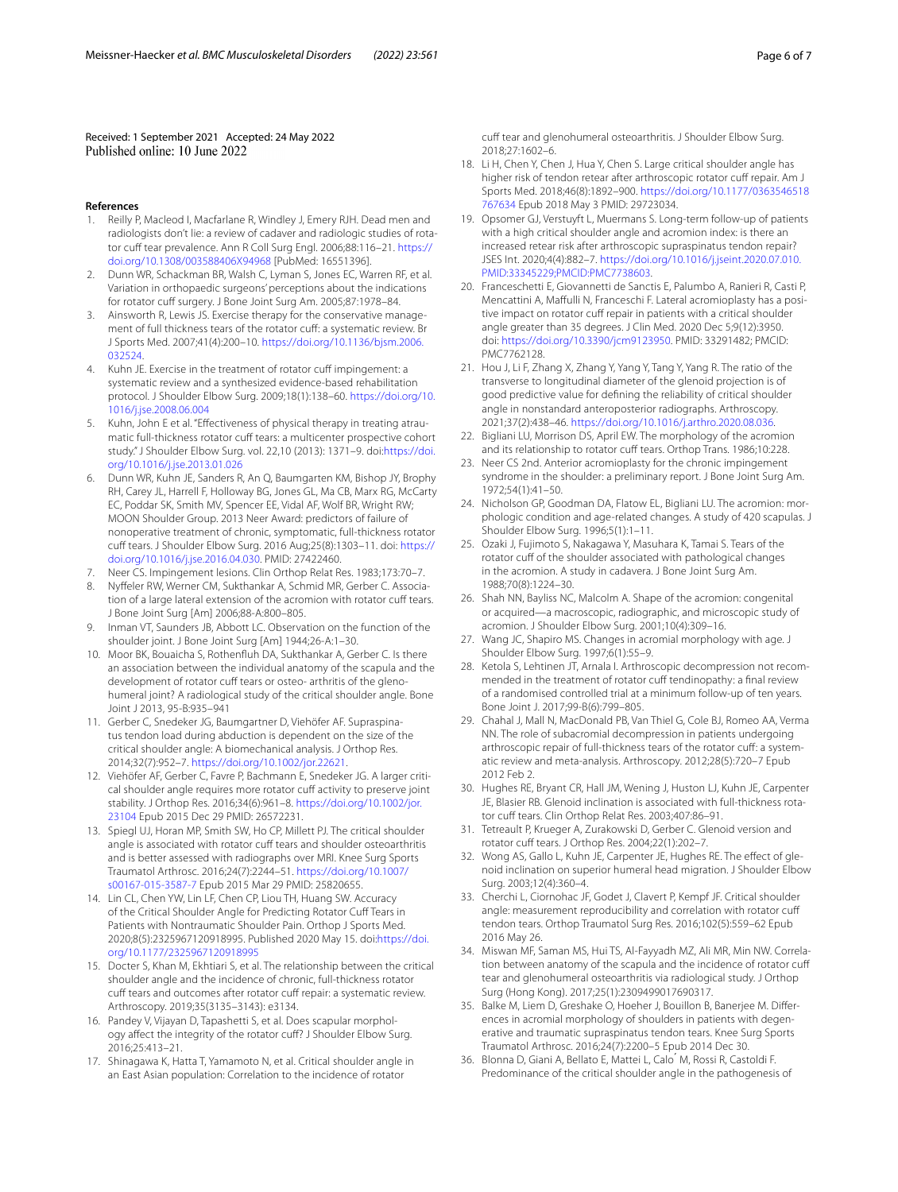Received: 1 September 2021 Accepted: 24 May 2022
Published online: 10 June 2022

## References

1. Reilly P, Macleod I, Macfarlane R, Windley J, Emery RJH. Dead men and radiologists don't lie: a review of cadaver and radiologic studies of rotator cuff tear prevalence. Ann R Coll Surg Engl. 2006;88:116–21. https://doi.org/10.1308/003588406X94968 [PubMed: 16551396].
2. Dunn WR, Schackman BR, Walsh C, Lyman S, Jones EC, Warren RF, et al. Variation in orthopaedic surgeons' perceptions about the indications for rotator cuff surgery. J Bone Joint Surg Am. 2005;87:1978–84.
3. Ainsworth R, Lewis JS. Exercise therapy for the conservative management of full thickness tears of the rotator cuff: a systematic review. Br J Sports Med. 2007;41(4):200–10. https://doi.org/10.1136/bjsm.2006.032524.
4. Kuhn JE. Exercise in the treatment of rotator cuff impingement: a systematic review and a synthesized evidence-based rehabilitation protocol. J Shoulder Elbow Surg. 2009;18(1):138–60. https://doi.org/10.1016/j.jse.2008.06.004
5. Kuhn, John E et al. "Effectiveness of physical therapy in treating atraumatic full-thickness rotator cuff tears: a multicenter prospective cohort study." J Shoulder Elbow Surg. vol. 22,10 (2013): 1371–9. doi:https://doi.org/10.1016/j.jse.2013.01.026
6. Dunn WR, Kuhn JE, Sanders R, An Q, Baumgarten KM, Bishop JY, Brophy RH, Carey JL, Harrell F, Holloway BG, Jones GL, Ma CB, Marx RG, McCarty EC, Poddar SK, Smith MV, Spencer EE, Vidal AF, Wolf BR, Wright RW; MOON Shoulder Group. 2013 Neer Award: predictors of failure of nonoperative treatment of chronic, symptomatic, full-thickness rotator cuff tears. J Shoulder Elbow Surg. 2016 Aug;25(8):1303–11. doi: https://doi.org/10.1016/j.jse.2016.04.030. PMID: 27422460.
7. Neer CS. Impingement lesions. Clin Orthop Relat Res. 1983;173:70–7.
8. Nyffeler RW, Werner CM, Sukthankar A, Schmid MR, Gerber C. Association of a large lateral extension of the acromion with rotator cuff tears. J Bone Joint Surg [Am] 2006;88-A:800–805.
9. Inman VT, Saunders JB, Abbott LC. Observation on the function of the shoulder joint. J Bone Joint Surg [Am] 1944;26-A:1–30.
10. Moor BK, Bouaicha S, Rothenfluh DA, Sukthankar A, Gerber C. Is there an association between the individual anatomy of the scapula and the development of rotator cuff tears or osteo- arthritis of the glenohumeral joint? A radiological study of the critical shoulder angle. Bone Joint J 2013, 95-B:935–941
11. Gerber C, Snedeker JG, Baumgartner D, Viehöfer AF. Supraspinatus tendon load during abduction is dependent on the size of the critical shoulder angle: A biomechanical analysis. J Orthop Res. 2014;32(7):952–7. https://doi.org/10.1002/jor.22621.
12. Viehöfer AF, Gerber C, Favre P, Bachmann E, Snedeker JG. A larger critical shoulder angle requires more rotator cuff activity to preserve joint stability. J Orthop Res. 2016;34(6):961–8. https://doi.org/10.1002/jor.23104 Epub 2015 Dec 29 PMID: 26572231.
13. Spiegl UJ, Horan MP, Smith SW, Ho CP, Millett PJ. The critical shoulder angle is associated with rotator cuff tears and shoulder osteoarthritis and is better assessed with radiographs over MRI. Knee Surg Sports Traumatol Arthrosc. 2016;24(7):2244–51. https://doi.org/10.1007/s00167-015-3587-7 Epub 2015 Mar 29 PMID: 25820655.
14. Lin CL, Chen YW, Lin LF, Chen CP, Liou TH, Huang SW. Accuracy of the Critical Shoulder Angle for Predicting Rotator Cuff Tears in Patients with Nontraumatic Shoulder Pain. Orthop J Sports Med. 2020;8(5):2325967120918995. Published 2020 May 15. doi:https://doi.org/10.1177/2325967120918995
15. Docter S, Khan M, Ekhtiari S, et al. The relationship between the critical shoulder angle and the incidence of chronic, full-thickness rotator cuff tears and outcomes after rotator cuff repair: a systematic review. Arthroscopy. 2019;35(3135–3143): e3134.
16. Pandey V, Vijayan D, Tapashetti S, et al. Does scapular morphology affect the integrity of the rotator cuff? J Shoulder Elbow Surg. 2016;25:413–21.
17. Shinagawa K, Hatta T, Yamamoto N, et al. Critical shoulder angle in an East Asian population: Correlation to the incidence of rotator cuff tear and glenohumeral osteoarthritis. J Shoulder Elbow Surg. 2018;27:1602–6.
18. Li H, Chen Y, Chen J, Hua Y, Chen S. Large critical shoulder angle has higher risk of tendon retear after arthroscopic rotator cuff repair. Am J Sports Med. 2018;46(8):1892–900. https://doi.org/10.1177/0363546518767634 Epub 2018 May 3 PMID: 29723034.
19. Opsomer GJ, Verstuyft L, Muermans S. Long-term follow-up of patients with a high critical shoulder angle and acromion index: is there an increased retear risk after arthroscopic supraspinatus tendon repair? JSES Int. 2020;4(4):882–7. https://doi.org/10.1016/j.jseint.2020.07.010. PMID:33345229;PMCID:PMC7738603.
20. Franceschetti E, Giovannetti de Sanctis E, Palumbo A, Ranieri R, Casti P, Mencattini A, Maffulli N, Franceschi F. Lateral acromioplasty has a positive impact on rotator cuff repair in patients with a critical shoulder angle greater than 35 degrees. J Clin Med. 2020 Dec 5;9(12):3950. doi: https://doi.org/10.3390/jcm9123950. PMID: 33291482; PMCID: PMC7762128.
21. Hou J, Li F, Zhang X, Zhang Y, Yang Y, Tang Y, Yang R. The ratio of the transverse to longitudinal diameter of the glenoid projection is of good predictive value for defining the reliability of critical shoulder angle in nonstandard anteroposterior radiographs. Arthroscopy. 2021;37(2):438–46. https://doi.org/10.1016/j.arthro.2020.08.036.
22. Bigliani LU, Morrison DS, April EW. The morphology of the acromion and its relationship to rotator cuff tears. Orthop Trans. 1986;10:228.
23. Neer CS 2nd. Anterior acromioplasty for the chronic impingement syndrome in the shoulder: a preliminary report. J Bone Joint Surg Am. 1972;54(1):41–50.
24. Nicholson GP, Goodman DA, Flatow EL, Bigliani LU. The acromion: morphologic condition and age-related changes. A study of 420 scapulas. J Shoulder Elbow Surg. 1996;5(1):1–11.
25. Ozaki J, Fujimoto S, Nakagawa Y, Masuhara K, Tamai S. Tears of the rotator cuff of the shoulder associated with pathological changes in the acromion. A study in cadavera. J Bone Joint Surg Am. 1988;70(8):1224–30.
26. Shah NN, Bayliss NC, Malcolm A. Shape of the acromion: congenital or acquired—a macroscopic, radiographic, and microscopic study of acromion. J Shoulder Elbow Surg. 2001;10(4):309–16.
27. Wang JC, Shapiro MS. Changes in acromial morphology with age. J Shoulder Elbow Surg. 1997;6(1):55–9.
28. Ketola S, Lehtinen JT, Arnala I. Arthroscopic decompression not recommended in the treatment of rotator cuff tendinopathy: a final review of a randomised controlled trial at a minimum follow-up of ten years. Bone Joint J. 2017;99-B(6):799–805.
29. Chahal J, Mall N, MacDonald PB, Van Thiel G, Cole BJ, Romeo AA, Verma NN. The role of subacromial decompression in patients undergoing arthroscopic repair of full-thickness tears of the rotator cuff: a systematic review and meta-analysis. Arthroscopy. 2012;28(5):720–7 Epub 2012 Feb 2.
30. Hughes RE, Bryant CR, Hall JM, Wening J, Huston LJ, Kuhn JE, Carpenter JE, Blasier RB. Glenoid inclination is associated with full-thickness rotator cuff tears. Clin Orthop Relat Res. 2003;407:86–91.
31. Tetreault P, Krueger A, Zurakowski D, Gerber C. Glenoid version and rotator cuff tears. J Orthop Res. 2004;22(1):202–7.
32. Wong AS, Gallo L, Kuhn JE, Carpenter JE, Hughes RE. The effect of glenoid inclination on superior humeral head migration. J Shoulder Elbow Surg. 2003;12(4):360–4.
33. Cherchi L, Ciornohac JF, Godet J, Clavert P, Kempf JF. Critical shoulder angle: measurement reproducibility and correlation with rotator cuff tendon tears. Orthop Traumatol Surg Res. 2016;102(5):559–62 Epub 2016 May 26.
34. Miswan MF, Saman MS, Hui TS, Al-Fayyadh MZ, Ali MR, Min NW. Correlation between anatomy of the scapula and the incidence of rotator cuff tear and glenohumeral osteoarthritis via radiological study. J Orthop Surg (Hong Kong). 2017;25(1):2309499017690317.
35. Balke M, Liem D, Greshake O, Hoeher J, Bouillon B, Banerjee M. Differences in acromial morphology of shoulders in patients with degenerative and traumatic supraspinatus tendon tears. Knee Surg Sports Traumatol Arthrosc. 2016;24(7):2200–5 Epub 2014 Dec 30.
36. Blonna D, Giani A, Bellato E, Mattei L, Calo´ M, Rossi R, Castoldi F. Predominance of the critical shoulder angle in the pathogenesis of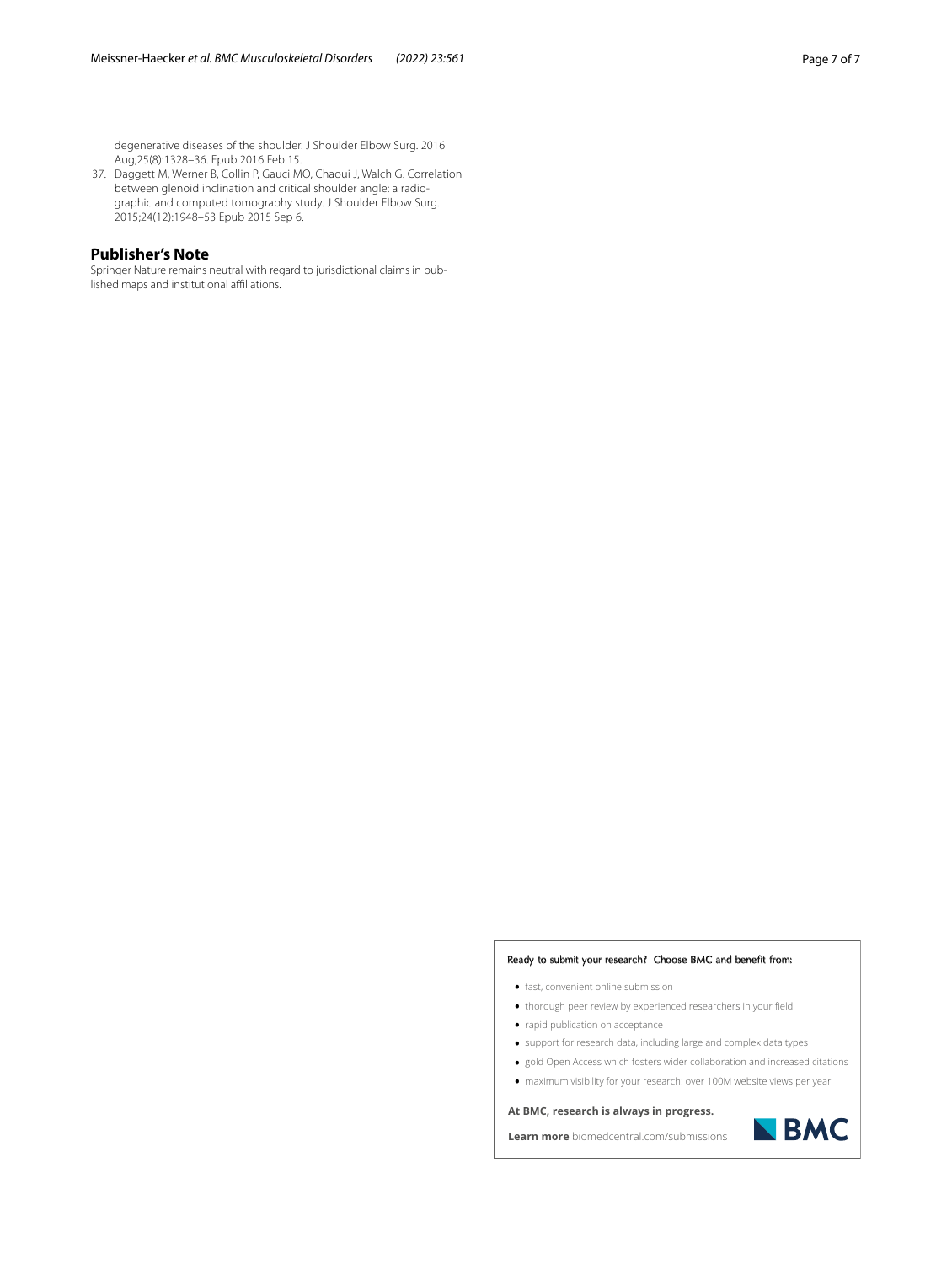degenerative diseases of the shoulder. J Shoulder Elbow Surg. 2016 Aug;25(8):1328–36. Epub 2016 Feb 15.

37. Daggett M, Werner B, Collin P, Gauci MO, Chaoui J, Walch G. Correlation between glenoid inclination and critical shoulder angle: a radiographic and computed tomography study. J Shoulder Elbow Surg. 2015;24(12):1948–53 Epub 2015 Sep 6.

## Publisher's Note

Springer Nature remains neutral with regard to jurisdictional claims in published maps and institutional affiliations.

Ready to submit your research? Choose BMC and benefit from:

- fast, convenient online submission
- thorough peer review by experienced researchers in your field
- rapid publication on acceptance
- support for research data, including large and complex data types
- gold Open Access which fosters wider collaboration and increased citations
- maximum visibility for your research: over 100M website views per year

**At BMC, research is always in progress.**

**Learn more** biomedcentral.com/submissions

BMC